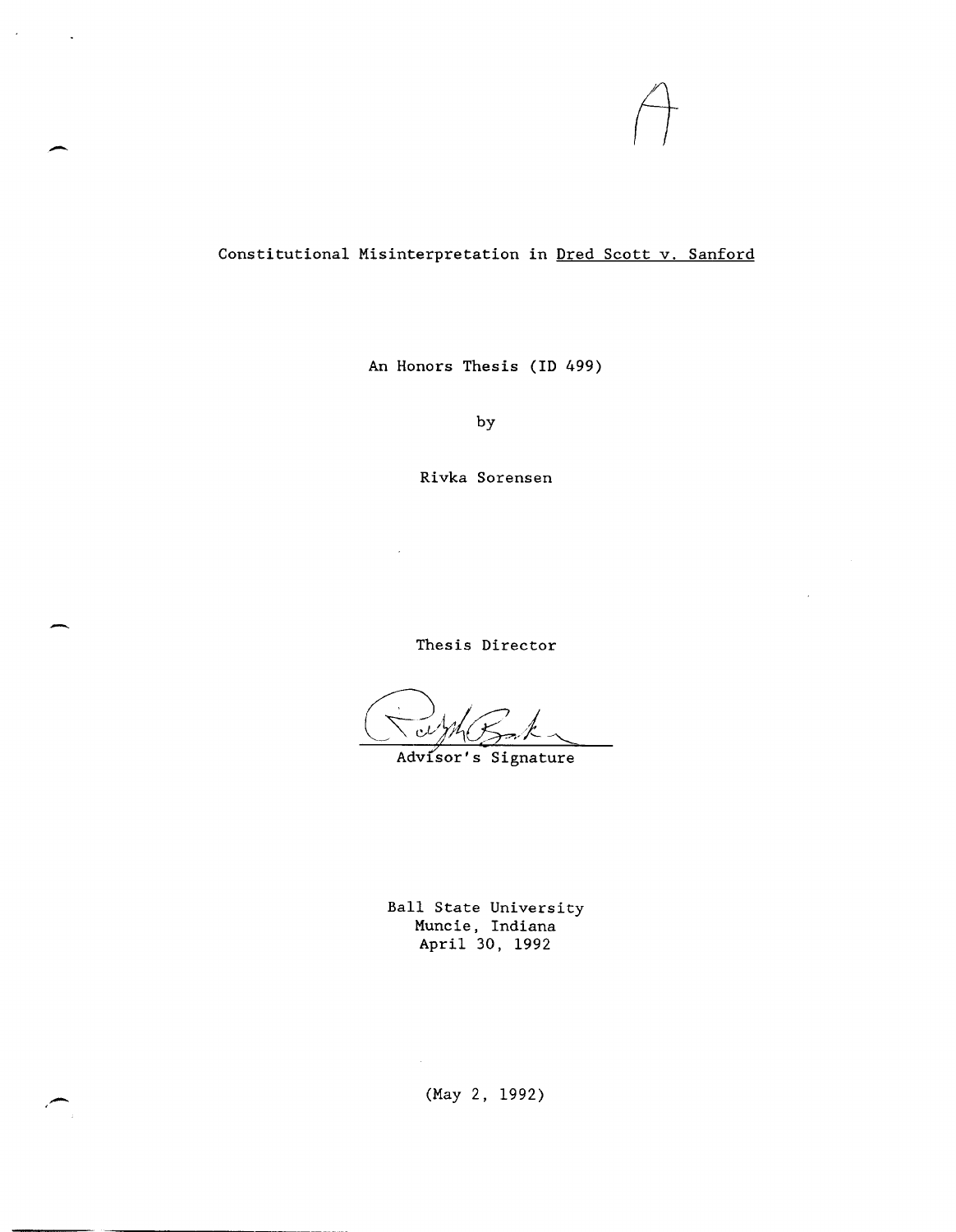A

Constitutional Misinterpretation in <u>Dred Scott v. Sanford</u>

An Honors Thesis (ID 499)

by

Rivka Sorensen

Thesis Director

Advisor's Signature

Ball State University
Muncie, Indiana
April 30, 1992

(May 2, 1992)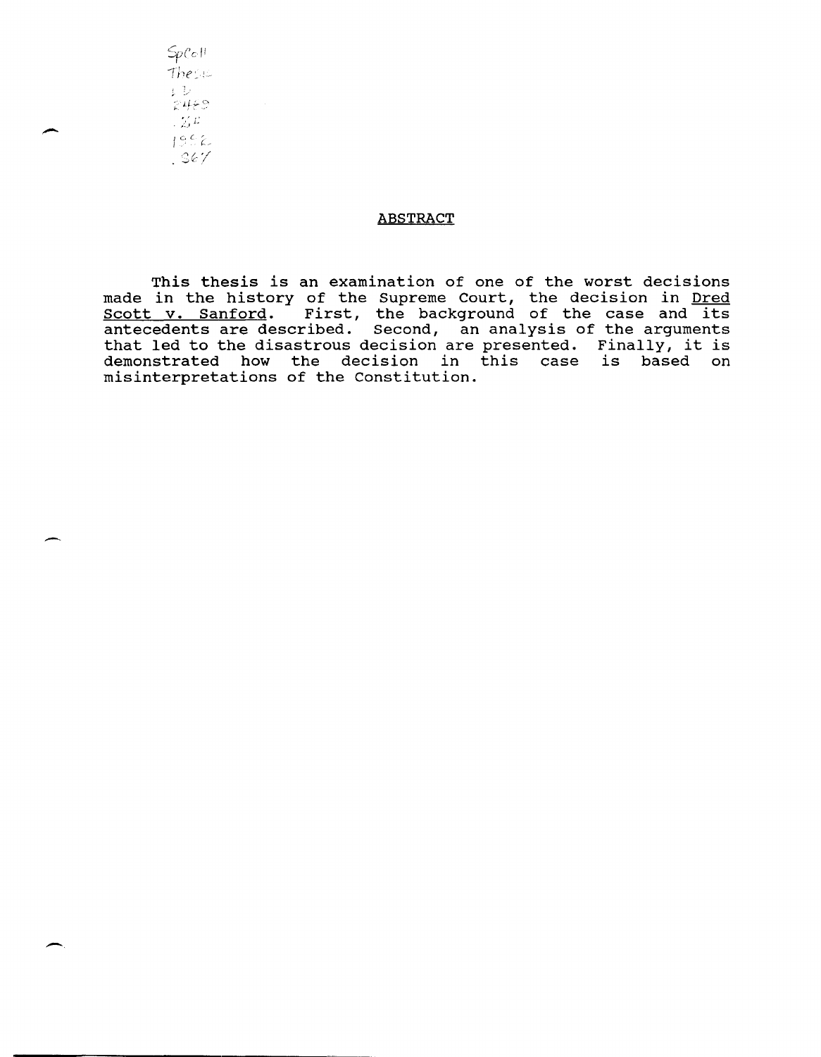## ABSTRACT

This thesis is an examination of one of the worst decisions made in the history of the Supreme Court, the decision in Dred Scott v. Sanford. First, the background of the case and its antecedents are described. Second, an analysis of the arguments that led to the disastrous decision are presented. Finally, it is demonstrated how the decision in this case is based on misinterpretations of the Constitution.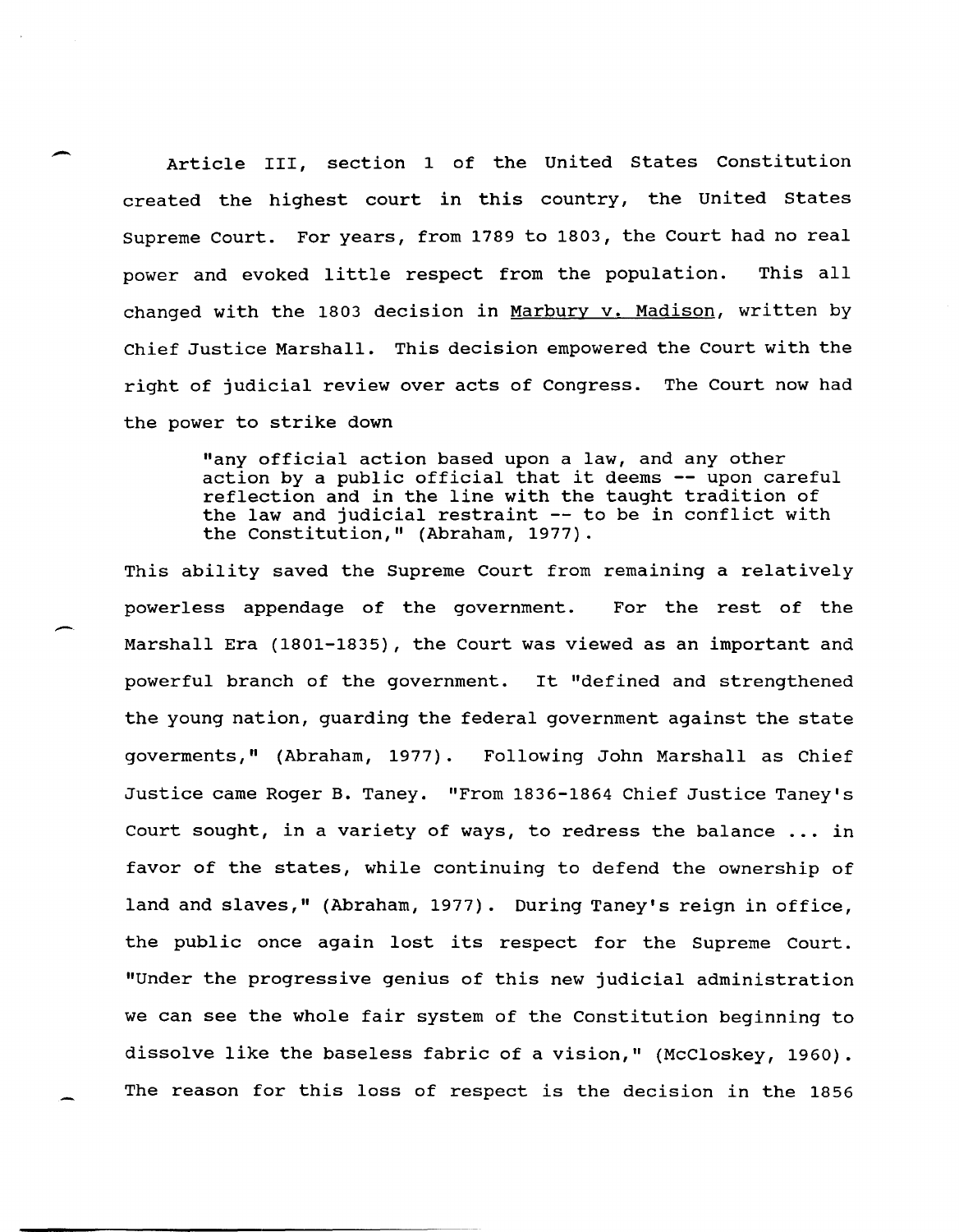Article III, section 1 of the United States Constitution created the highest court in this country, the United States Supreme Court. For years, from 1789 to 1803, the Court had no real power and evoked little respect from the population. This all changed with the 1803 decision in Marbury v. Madison, written by Chief Justice Marshall. This decision empowered the Court with the right of judicial review over acts of Congress. The Court now had the power to strike down

> "any official action based upon a law, and any other action by a public official that it deems -- upon careful reflection and in the line with the taught tradition of the law and judicial restraint -- to be in conflict with the Constitution," (Abraham, 1977).

This ability saved the Supreme Court from remaining a relatively powerless appendage of the government. For the rest of the Marshall Era (1801-1835), the Court was viewed as an important and powerful branch of the government. It "defined and strengthened the young nation, guarding the federal government against the state goverments," (Abraham, 1977). Following John Marshall as Chief Justice came Roger B. Taney. "From 1836-1864 Chief Justice Taney's Court sought, in a variety of ways, to redress the balance ... in favor of the states, while continuing to defend the ownership of land and slaves," (Abraham, 1977). During Taney's reign in office, the public once again lost its respect for the Supreme Court. "Under the progressive genius of this new judicial administration we can see the whole fair system of the Constitution beginning to dissolve like the baseless fabric of a vision," (McCloskey, 1960). The reason for this loss of respect is the decision in the 1856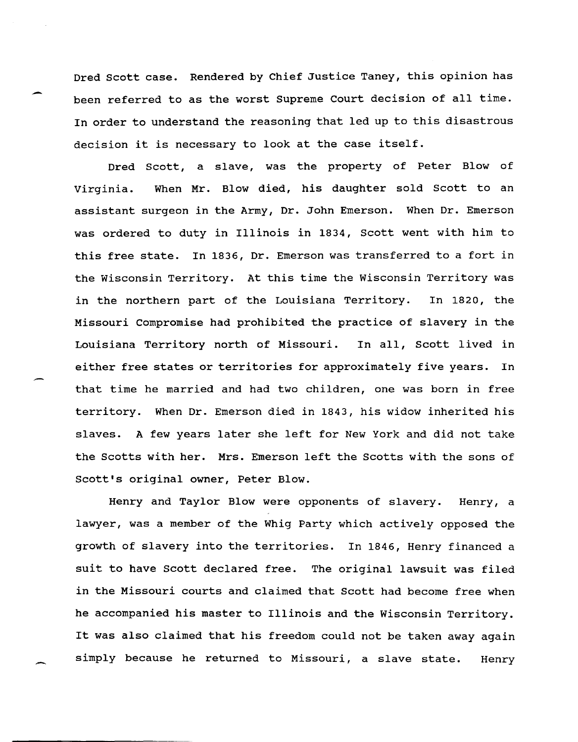Dred Scott case. Rendered by Chief Justice Taney, this opinion has been referred to as the worst Supreme Court decision of all time. In order to understand the reasoning that led up to this disastrous decision it is necessary to look at the case itself.

Dred Scott, a slave, was the property of Peter Blow of Virginia. When Mr. Blow died, his daughter sold Scott to an assistant surgeon in the Army, Dr. John Emerson. When Dr. Emerson was ordered to duty in Illinois in 1834, Scott went with him to this free state. In 1836, Dr. Emerson was transferred to a fort in the Wisconsin Territory. At this time the Wisconsin Territory was in the northern part of the Louisiana Territory. In 1820, the Missouri Compromise had prohibited the practice of slavery in the Louisiana Territory north of Missouri. In all, Scott lived in either free states or territories for approximately five years. In that time he married and had two children, one was born in free territory. When Dr. Emerson died in 1843, his widow inherited his slaves. A few years later she left for New York and did not take the Scotts with her. Mrs. Emerson left the Scotts with the sons of Scott's original owner, Peter Blow.

Henry and Taylor Blow were opponents of slavery. Henry, a lawyer, was a member of the Whig Party which actively opposed the growth of slavery into the territories. In 1846, Henry financed a suit to have Scott declared free. The original lawsuit was filed in the Missouri courts and claimed that Scott had become free when he accompanied his master to Illinois and the Wisconsin Territory. It was also claimed that his freedom could not be taken away again simply because he returned to Missouri, a slave state. Henry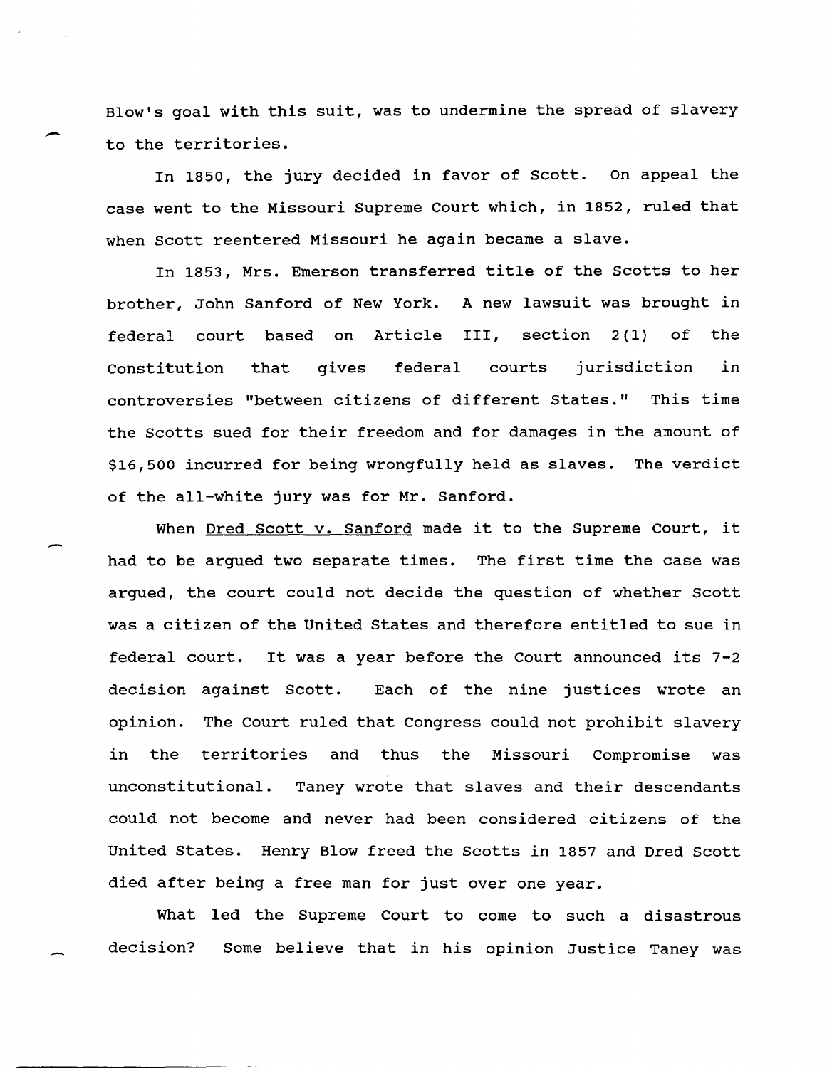Blow's goal with this suit, was to undermine the spread of slavery to the territories.

In 1850, the jury decided in favor of Scott. On appeal the case went to the Missouri Supreme Court which, in 1852, ruled that when Scott reentered Missouri he again became a slave.

In 1853, Mrs. Emerson transferred title of the Scotts to her brother, John Sanford of New York. A new lawsuit was brought in federal court based on Article III, section 2(1) of the Constitution that gives federal courts jurisdiction in controversies "between citizens of different States." This time the Scotts sued for their freedom and for damages in the amount of $16,500 incurred for being wrongfully held as slaves. The verdict of the all-white jury was for Mr. Sanford.

When Dred Scott v. Sanford made it to the Supreme Court, it had to be argued two separate times. The first time the case was argued, the court could not decide the question of whether Scott was a citizen of the United States and therefore entitled to sue in federal court. It was a year before the Court announced its 7-2 decision against Scott. Each of the nine justices wrote an opinion. The Court ruled that Congress could not prohibit slavery in the territories and thus the Missouri Compromise was unconstitutional. Taney wrote that slaves and their descendants could not become and never had been considered citizens of the United States. Henry Blow freed the Scotts in 1857 and Dred Scott died after being a free man for just over one year.

What led the Supreme Court to come to such a disastrous decision? Some believe that in his opinion Justice Taney was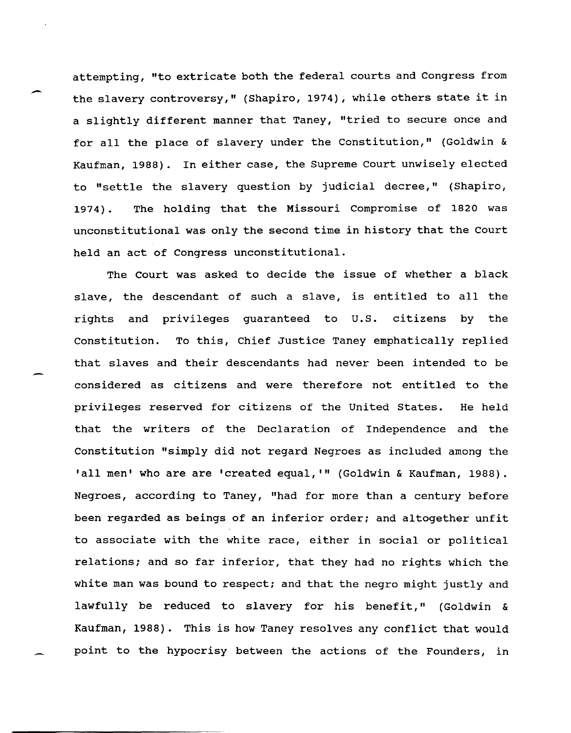attempting, "to extricate both the federal courts and Congress from the slavery controversy," (Shapiro, 1974), while others state it in a slightly different manner that Taney, "tried to secure once and for all the place of slavery under the Constitution," (Goldwin & Kaufman, 1988). In either case, the Supreme Court unwisely elected to "settle the slavery question by judicial decree," (Shapiro, 1974). The holding that the Missouri Compromise of 1820 was unconstitutional was only the second time in history that the Court held an act of Congress unconstitutional.

The Court was asked to decide the issue of whether a black slave, the descendant of such a slave, is entitled to all the rights and privileges guaranteed to U.S. citizens by the Constitution. To this, Chief Justice Taney emphatically replied that slaves and their descendants had never been intended to be considered as citizens and were therefore not entitled to the privileges reserved for citizens of the United States. He held that the writers of the Declaration of Independence and the Constitution "simply did not regard Negroes as included among the 'all men' who are are 'created equal,'" (Goldwin & Kaufman, 1988). Negroes, according to Taney, "had for more than a century before been regarded as beings of an inferior order; and altogether unfit to associate with the white race, either in social or political relations; and so far inferior, that they had no rights which the white man was bound to respect; and that the negro might justly and lawfully be reduced to slavery for his benefit," (Goldwin & Kaufman, 1988). This is how Taney resolves any conflict that would point to the hypocrisy between the actions of the Founders, in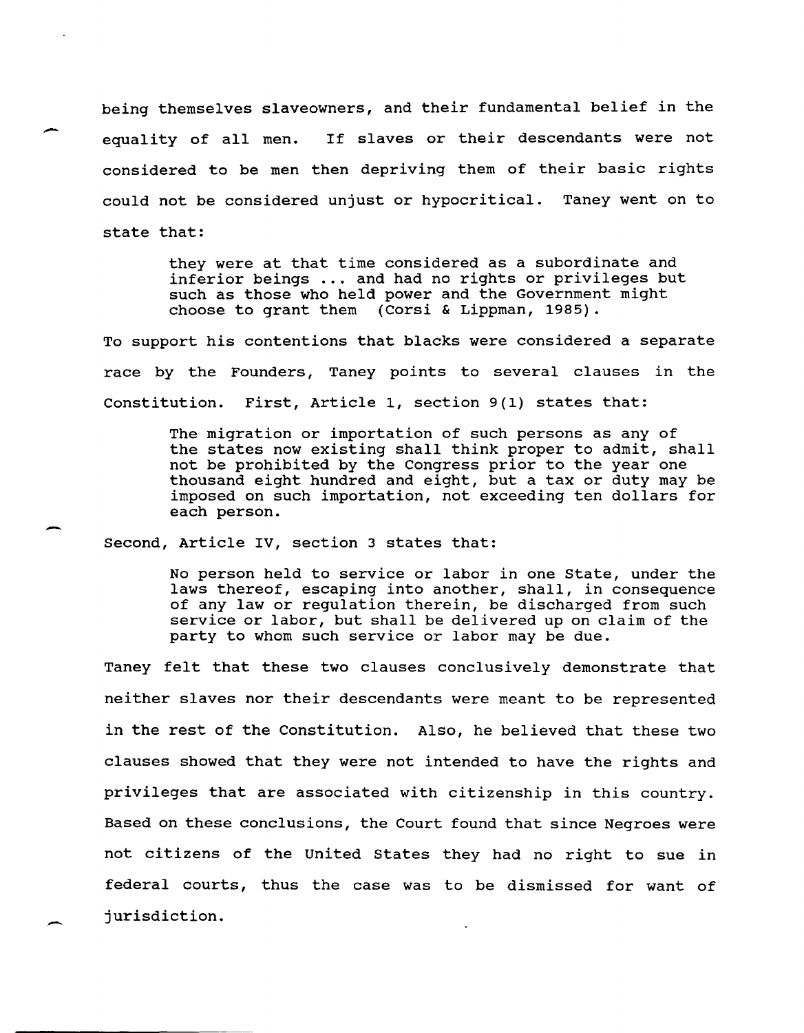being themselves slaveowners, and their fundamental belief in the equality of all men. If slaves or their descendants were not considered to be men then depriving them of their basic rights could not be considered unjust or hypocritical. Taney went on to state that:

> they were at that time considered as a subordinate and inferior beings ... and had no rights or privileges but such as those who held power and the Government might choose to grant them (Corsi & Lippman, 1985).

To support his contentions that blacks were considered a separate race by the Founders, Taney points to several clauses in the Constitution. First, Article 1, section 9(1) states that:

> The migration or importation of such persons as any of the states now existing shall think proper to admit, shall not be prohibited by the Congress prior to the year one thousand eight hundred and eight, but a tax or duty may be imposed on such importation, not exceeding ten dollars for each person.

Second, Article IV, section 3 states that:

> No person held to service or labor in one State, under the laws thereof, escaping into another, shall, in consequence of any law or regulation therein, be discharged from such service or labor, but shall be delivered up on claim of the party to whom such service or labor may be due.

Taney felt that these two clauses conclusively demonstrate that neither slaves nor their descendants were meant to be represented in the rest of the Constitution. Also, he believed that these two clauses showed that they were not intended to have the rights and privileges that are associated with citizenship in this country. Based on these conclusions, the Court found that since Negroes were not citizens of the United States they had no right to sue in federal courts, thus the case was to be dismissed for want of jurisdiction.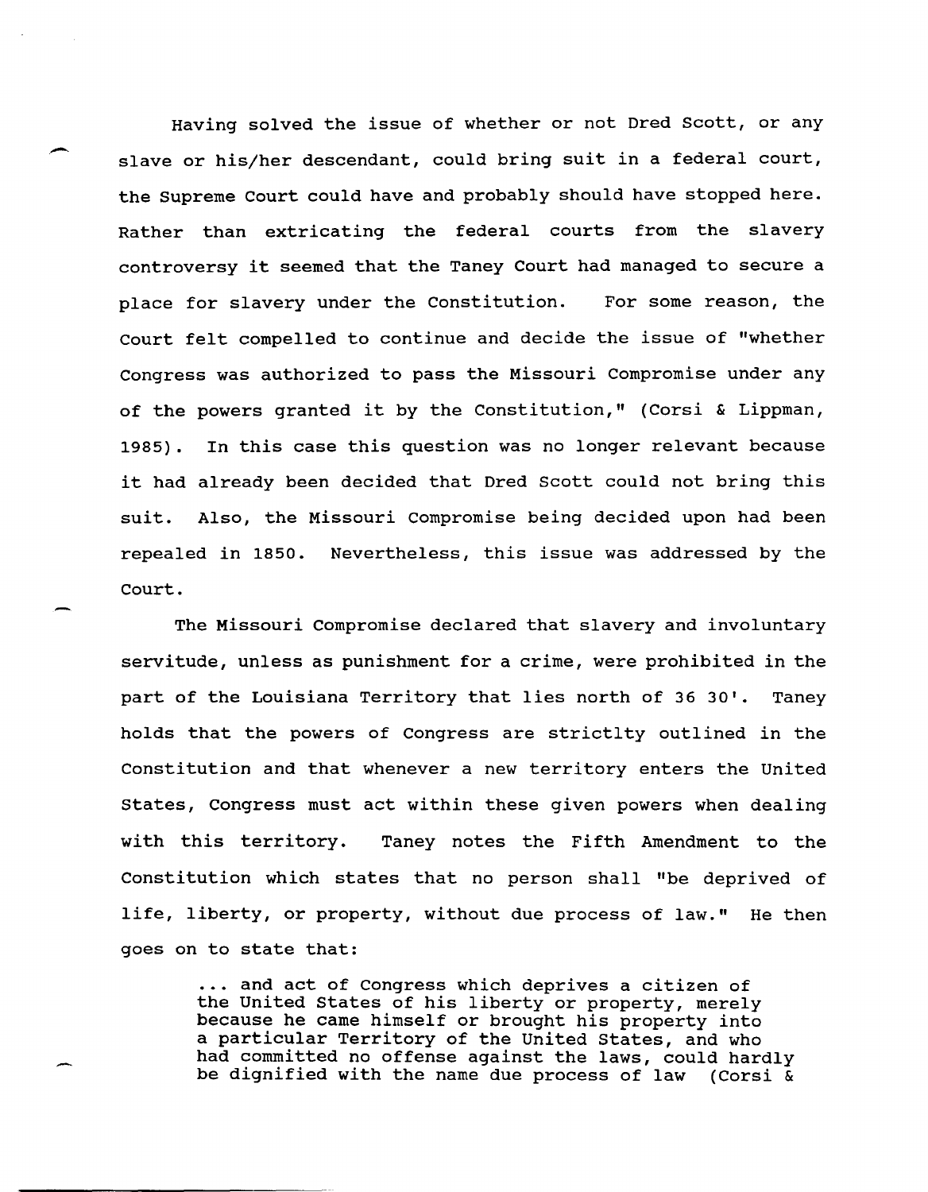Having solved the issue of whether or not Dred Scott, or any slave or his/her descendant, could bring suit in a federal court, the Supreme Court could have and probably should have stopped here. Rather than extricating the federal courts from the slavery controversy it seemed that the Taney Court had managed to secure a place for slavery under the Constitution. For some reason, the Court felt compelled to continue and decide the issue of "whether Congress was authorized to pass the Missouri Compromise under any of the powers granted it by the Constitution," (Corsi & Lippman, 1985). In this case this question was no longer relevant because it had already been decided that Dred Scott could not bring this suit. Also, the Missouri Compromise being decided upon had been repealed in 1850. Nevertheless, this issue was addressed by the Court.

The Missouri Compromise declared that slavery and involuntary servitude, unless as punishment for a crime, were prohibited in the part of the Louisiana Territory that lies north of 36 30'. Taney holds that the powers of Congress are strictlty outlined in the Constitution and that whenever a new territory enters the United States, Congress must act within these given powers when dealing with this territory. Taney notes the Fifth Amendment to the Constitution which states that no person shall "be deprived of life, liberty, or property, without due process of law." He then goes on to state that:

> ... and act of Congress which deprives a citizen of the United States of his liberty or property, merely because he came himself or brought his property into a particular Territory of the United States, and who had committed no offense against the laws, could hardly be dignified with the name due process of law (Corsi &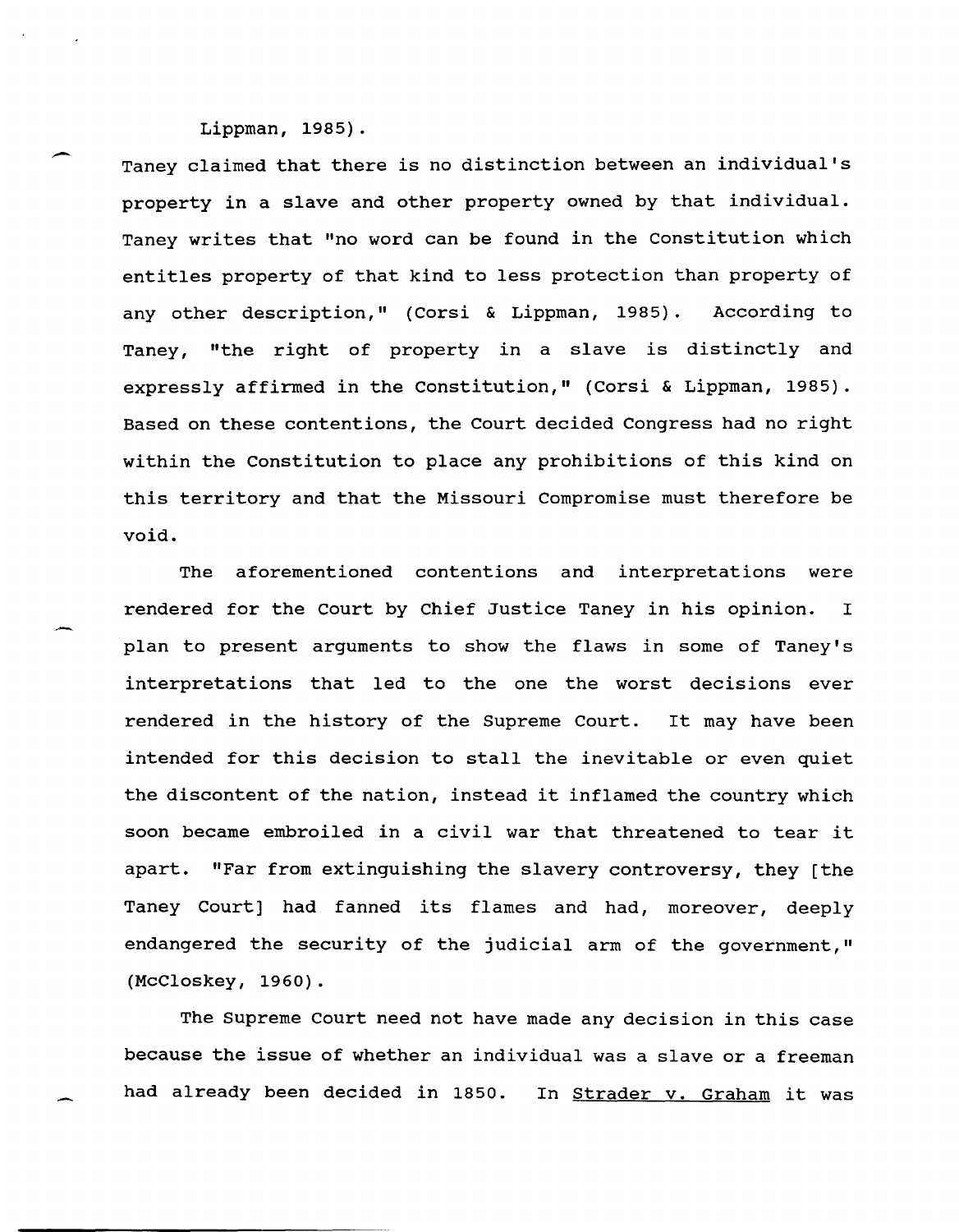Lippman, 1985).

Taney claimed that there is no distinction between an individual's property in a slave and other property owned by that individual. Taney writes that "no word can be found in the Constitution which entitles property of that kind to less protection than property of any other description," (Corsi & Lippman, 1985). According to Taney, "the right of property in a slave is distinctly and expressly affirmed in the Constitution," (Corsi & Lippman, 1985). Based on these contentions, the Court decided Congress had no right within the Constitution to place any prohibitions of this kind on this territory and that the Missouri Compromise must therefore be void.

The aforementioned contentions and interpretations were rendered for the Court by Chief Justice Taney in his opinion. I plan to present arguments to show the flaws in some of Taney's interpretations that led to the one the worst decisions ever rendered in the history of the Supreme Court. It may have been intended for this decision to stall the inevitable or even quiet the discontent of the nation, instead it inflamed the country which soon became embroiled in a civil war that threatened to tear it apart. "Far from extinguishing the slavery controversy, they [the Taney Court] had fanned its flames and had, moreover, deeply endangered the security of the judicial arm of the government," (McCloskey, 1960).

The Supreme Court need not have made any decision in this case because the issue of whether an individual was a slave or a freeman had already been decided in 1850. In Strader v. Graham it was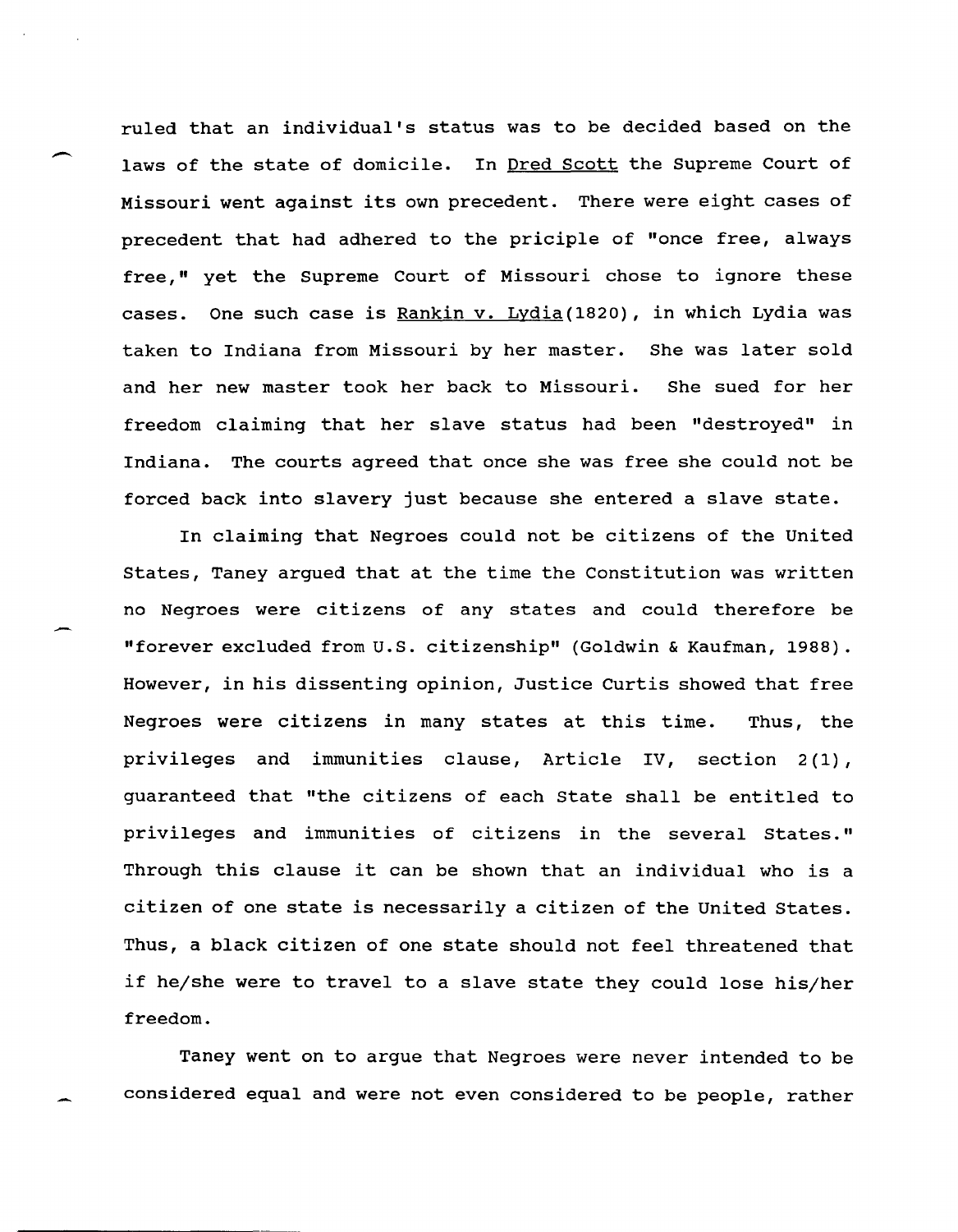ruled that an individual's status was to be decided based on the laws of the state of domicile. In Dred Scott the Supreme Court of Missouri went against its own precedent. There were eight cases of precedent that had adhered to the priciple of "once free, always free," yet the Supreme Court of Missouri chose to ignore these cases. One such case is Rankin v. Lydia(1820), in which Lydia was taken to Indiana from Missouri by her master. She was later sold and her new master took her back to Missouri. She sued for her freedom claiming that her slave status had been "destroyed" in Indiana. The courts agreed that once she was free she could not be forced back into slavery just because she entered a slave state.

In claiming that Negroes could not be citizens of the United States, Taney argued that at the time the Constitution was written no Negroes were citizens of any states and could therefore be "forever excluded from U.S. citizenship" (Goldwin & Kaufman, 1988). However, in his dissenting opinion, Justice Curtis showed that free Negroes were citizens in many states at this time. Thus, the privileges and immunities clause, Article IV, section 2(1), guaranteed that "the citizens of each State shall be entitled to privileges and immunities of citizens in the several States." Through this clause it can be shown that an individual who is a citizen of one state is necessarily a citizen of the United States. Thus, a black citizen of one state should not feel threatened that if he/she were to travel to a slave state they could lose his/her freedom.

Taney went on to argue that Negroes were never intended to be considered equal and were not even considered to be people, rather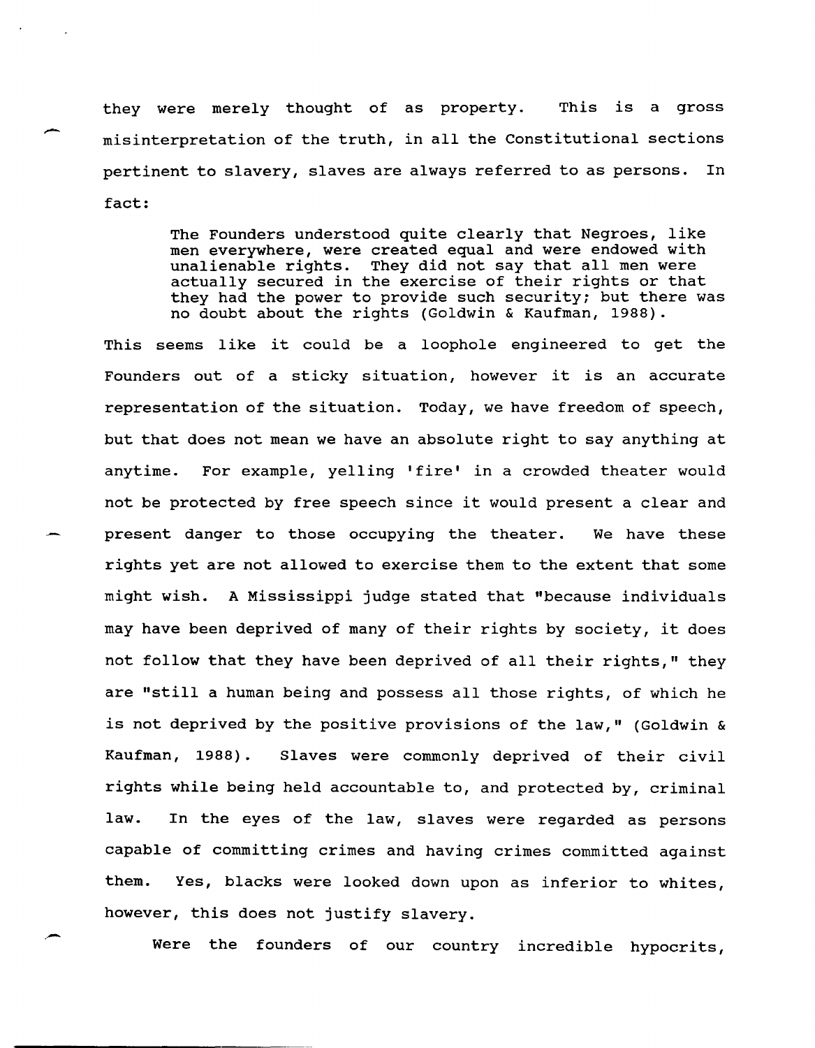they were merely thought of as property. This is a gross misinterpretation of the truth, in all the Constitutional sections pertinent to slavery, slaves are always referred to as persons. In fact:

> The Founders understood quite clearly that Negroes, like men everywhere, were created equal and were endowed with unalienable rights. They did not say that all men were actually secured in the exercise of their rights or that they had the power to provide such security; but there was no doubt about the rights (Goldwin & Kaufman, 1988).

This seems like it could be a loophole engineered to get the Founders out of a sticky situation, however it is an accurate representation of the situation. Today, we have freedom of speech, but that does not mean we have an absolute right to say anything at anytime. For example, yelling 'fire' in a crowded theater would not be protected by free speech since it would present a clear and present danger to those occupying the theater. We have these rights yet are not allowed to exercise them to the extent that some might wish. A Mississippi judge stated that "because individuals may have been deprived of many of their rights by society, it does not follow that they have been deprived of all their rights," they are "still a human being and possess all those rights, of which he is not deprived by the positive provisions of the law," (Goldwin & Kaufman, 1988). Slaves were commonly deprived of their civil rights while being held accountable to, and protected by, criminal law. In the eyes of the law, slaves were regarded as persons capable of committing crimes and having crimes committed against them. Yes, blacks were looked down upon as inferior to whites, however, this does not justify slavery.

Were the founders of our country incredible hypocrits,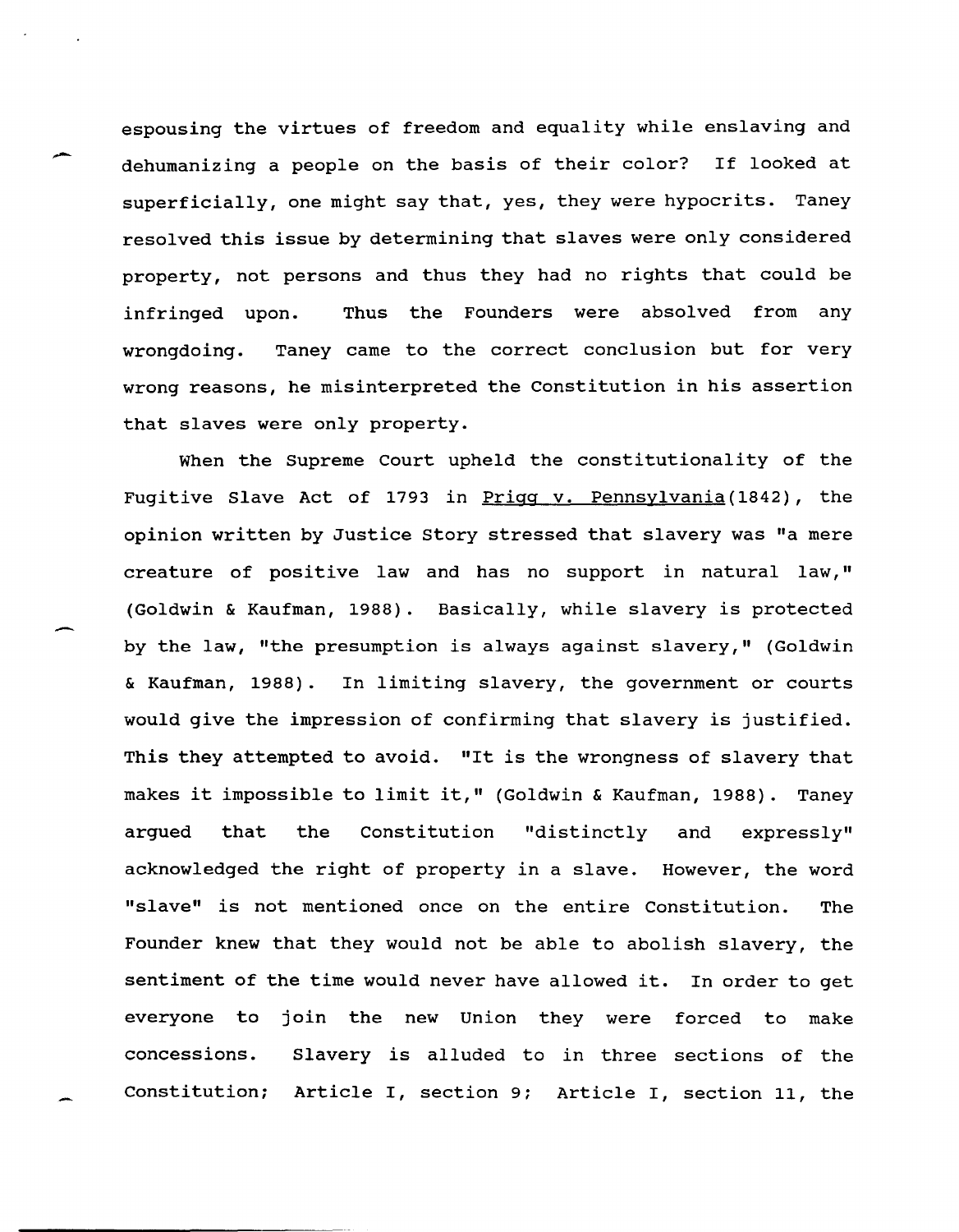espousing the virtues of freedom and equality while enslaving and dehumanizing a people on the basis of their color? If looked at superficially, one might say that, yes, they were hypocrits. Taney resolved this issue by determining that slaves were only considered property, not persons and thus they had no rights that could be infringed upon. Thus the Founders were absolved from any wrongdoing. Taney came to the correct conclusion but for very wrong reasons, he misinterpreted the Constitution in his assertion that slaves were only property.

When the Supreme Court upheld the constitutionality of the Fugitive Slave Act of 1793 in Prigg v. Pennsylvania(1842), the opinion written by Justice Story stressed that slavery was "a mere creature of positive law and has no support in natural law," (Goldwin & Kaufman, 1988). Basically, while slavery is protected by the law, "the presumption is always against slavery," (Goldwin & Kaufman, 1988). In limiting slavery, the government or courts would give the impression of confirming that slavery is justified. This they attempted to avoid. "It is the wrongness of slavery that makes it impossible to limit it," (Goldwin & Kaufman, 1988). Taney argued that the Constitution "distinctly and expressly" acknowledged the right of property in a slave. However, the word "slave" is not mentioned once on the entire Constitution. The Founder knew that they would not be able to abolish slavery, the sentiment of the time would never have allowed it. In order to get everyone to join the new Union they were forced to make concessions. Slavery is alluded to in three sections of the Constitution; Article I, section 9; Article I, section 11, the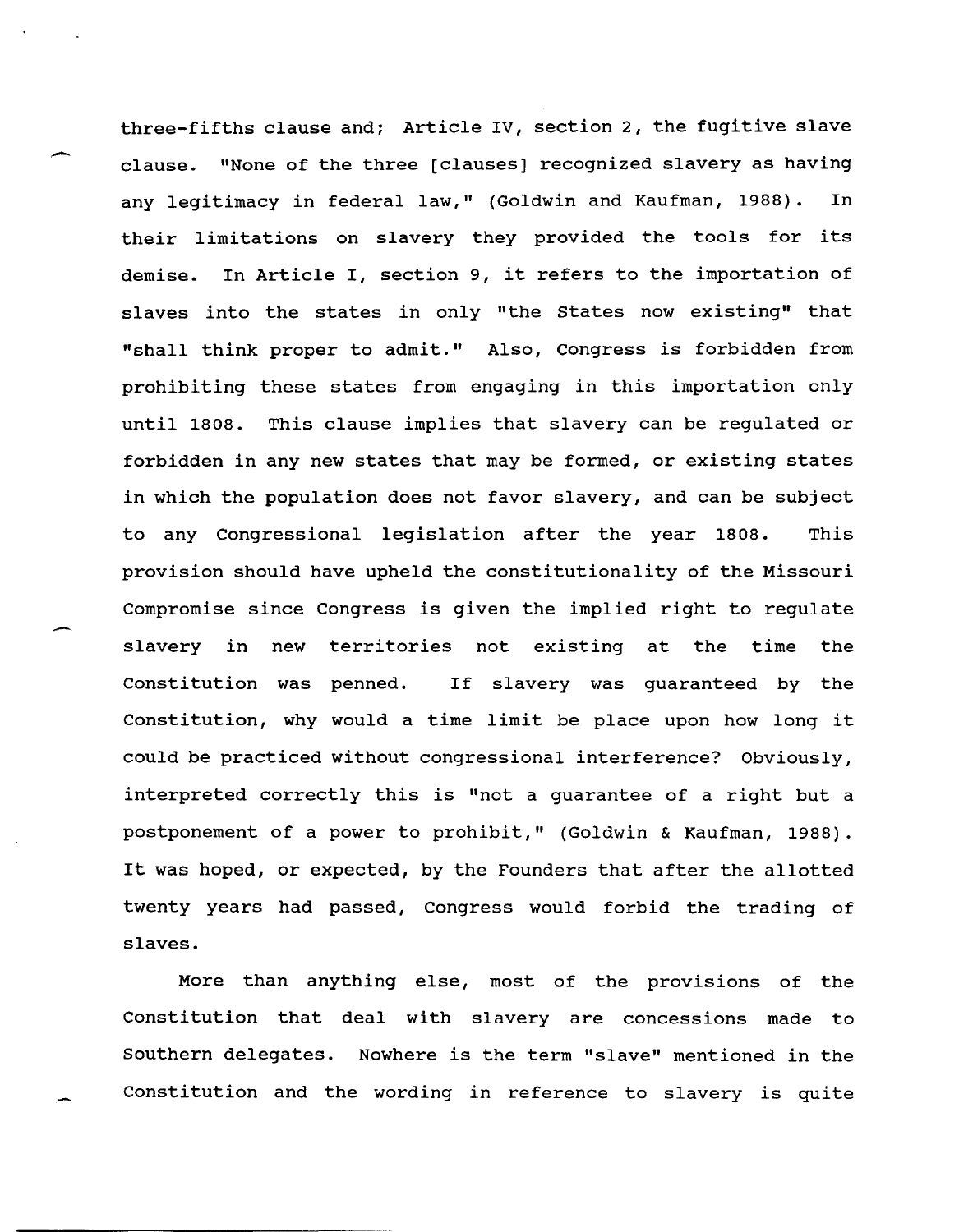three-fifths clause and; Article IV, section 2, the fugitive slave clause. "None of the three [clauses] recognized slavery as having any legitimacy in federal law," (Goldwin and Kaufman, 1988). In their limitations on slavery they provided the tools for its demise. In Article I, section 9, it refers to the importation of slaves into the states in only "the States now existing" that "shall think proper to admit." Also, Congress is forbidden from prohibiting these states from engaging in this importation only until 1808. This clause implies that slavery can be regulated or forbidden in any new states that may be formed, or existing states in which the population does not favor slavery, and can be subject to any Congressional legislation after the year 1808. This provision should have upheld the constitutionality of the Missouri Compromise since Congress is given the implied right to regulate slavery in new territories not existing at the time the Constitution was penned. If slavery was guaranteed by the Constitution, why would a time limit be place upon how long it could be practiced without congressional interference? Obviously, interpreted correctly this is "not a guarantee of a right but a postponement of a power to prohibit," (Goldwin & Kaufman, 1988). It was hoped, or expected, by the Founders that after the allotted twenty years had passed, Congress would forbid the trading of slaves.

More than anything else, most of the provisions of the Constitution that deal with slavery are concessions made to Southern delegates. Nowhere is the term "slave" mentioned in the Constitution and the wording in reference to slavery is quite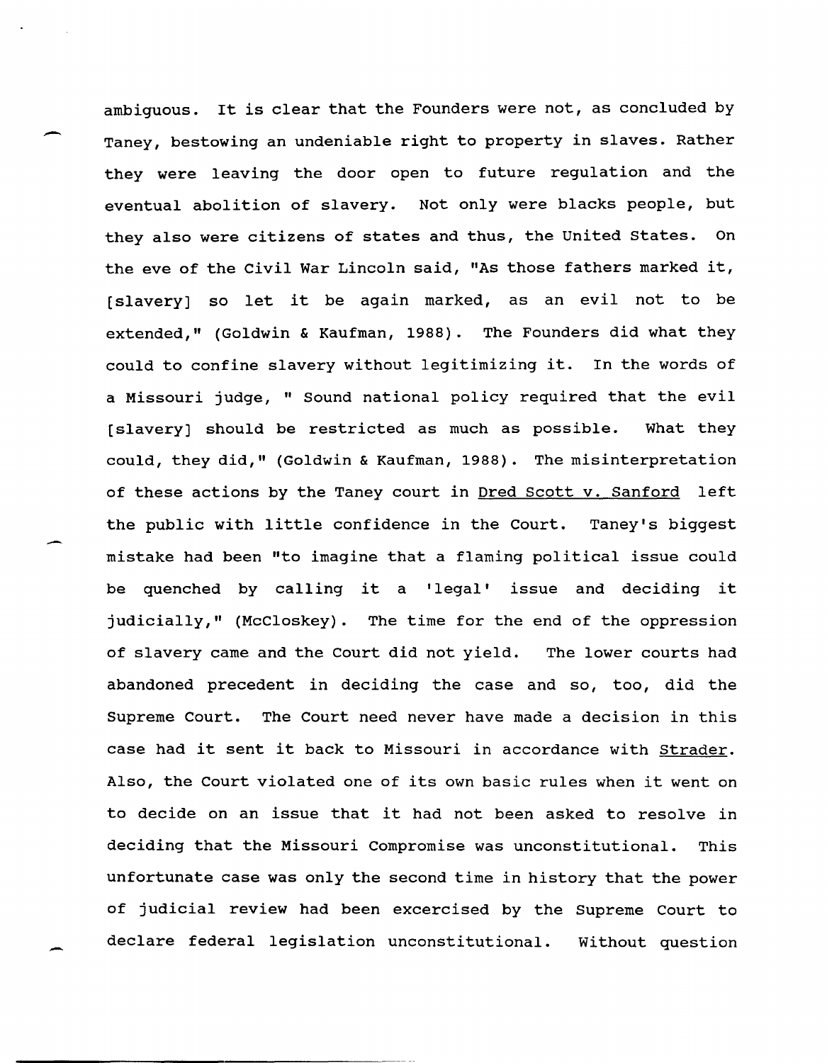ambiguous. It is clear that the Founders were not, as concluded by Taney, bestowing an undeniable right to property in slaves. Rather they were leaving the door open to future regulation and the eventual abolition of slavery. Not only were blacks people, but they also were citizens of states and thus, the United States. On the eve of the Civil War Lincoln said, "As those fathers marked it, [slavery] so let it be again marked, as an evil not to be extended," (Goldwin & Kaufman, 1988). The Founders did what they could to confine slavery without legitimizing it. In the words of a Missouri judge, " Sound national policy required that the evil [slavery] should be restricted as much as possible. What they could, they did," (Goldwin & Kaufman, 1988). The misinterpretation of these actions by the Taney court in Dred Scott v. Sanford left the public with little confidence in the Court. Taney's biggest mistake had been "to imagine that a flaming political issue could be quenched by calling it a 'legal' issue and deciding it judicially," (McCloskey). The time for the end of the oppression of slavery came and the Court did not yield. The lower courts had abandoned precedent in deciding the case and so, too, did the Supreme Court. The Court need never have made a decision in this case had it sent it back to Missouri in accordance with Strader. Also, the Court violated one of its own basic rules when it went on to decide on an issue that it had not been asked to resolve in deciding that the Missouri Compromise was unconstitutional. This unfortunate case was only the second time in history that the power of judicial review had been excercised by the Supreme Court to declare federal legislation unconstitutional. Without question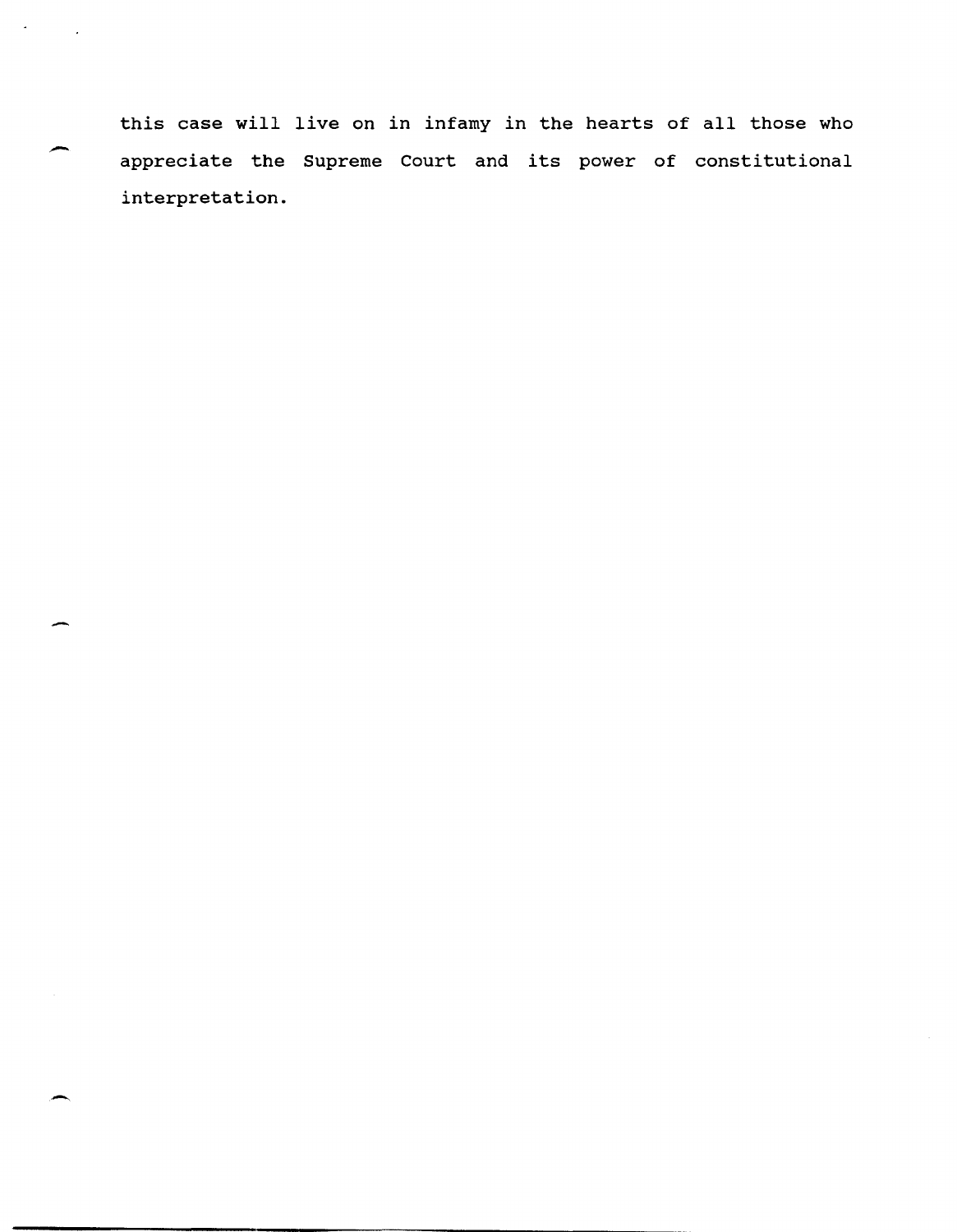this case will live on in infamy in the hearts of all those who appreciate the Supreme Court and its power of constitutional interpretation.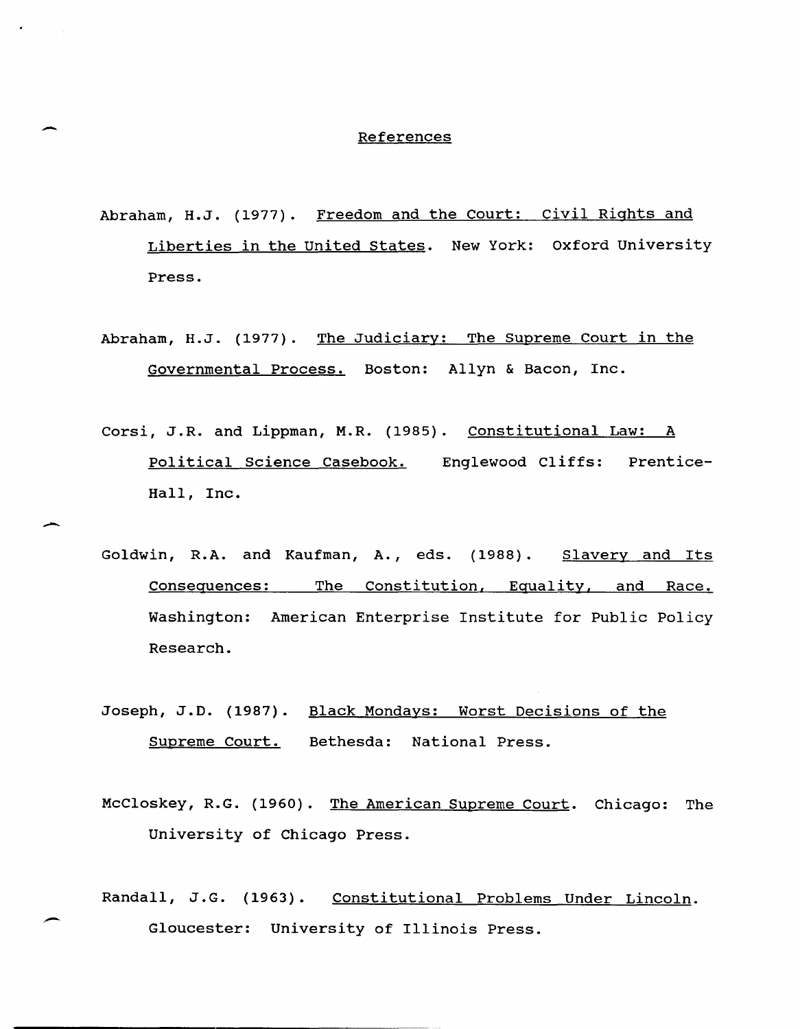# References

Abraham, H.J. (1977). <u>Freedom and the Court: Civil Rights and Liberties in the United States</u>. New York: Oxford University Press.

Abraham, H.J. (1977). <u>The Judiciary: The Supreme Court in the Governmental Process.</u> Boston: Allyn & Bacon, Inc.

Corsi, J.R. and Lippman, M.R. (1985). <u>Constitutional Law: A Political Science Casebook.</u> Englewood Cliffs: Prentice-Hall, Inc.

Goldwin, R.A. and Kaufman, A., eds. (1988). <u>Slavery and Its Consequences: The Constitution, Equality, and Race.</u> Washington: American Enterprise Institute for Public Policy Research.

Joseph, J.D. (1987). <u>Black Mondays: Worst Decisions of the Supreme Court.</u> Bethesda: National Press.

McCloskey, R.G. (1960). <u>The American Supreme Court</u>. Chicago: The University of Chicago Press.

Randall, J.G. (1963). <u>Constitutional Problems Under Lincoln</u>. Gloucester: University of Illinois Press.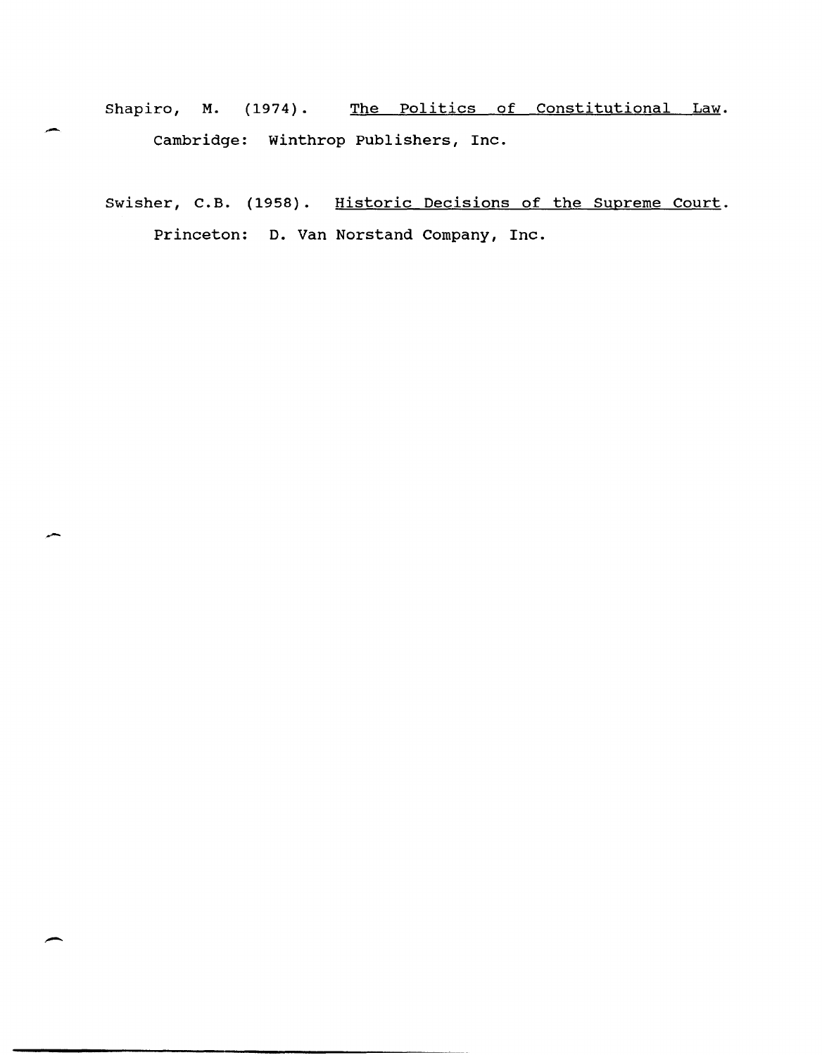Shapiro, M. (1974). The Politics of Constitutional Law. Cambridge: Winthrop Publishers, Inc.

Swisher, C.B. (1958). Historic Decisions of the Supreme Court. Princeton: D. Van Norstand Company, Inc.